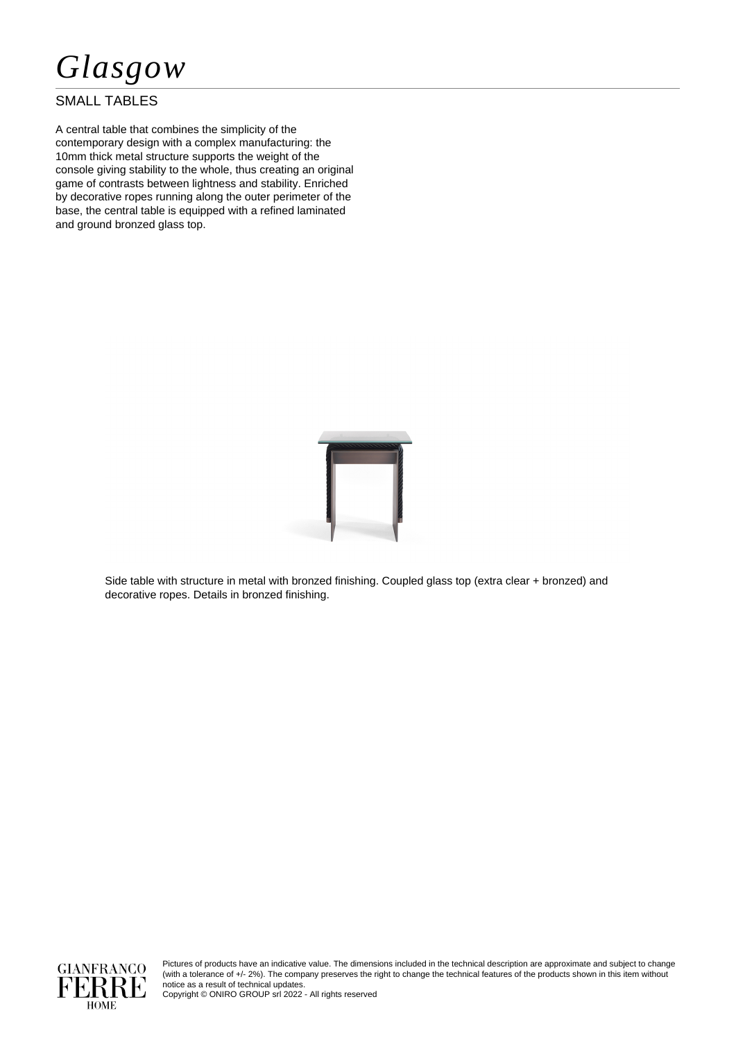# *Glasgow*

## SMALL TABLES

A central table that combines the simplicity of the contemporary design with a complex manufacturing: the 10mm thick metal structure supports the weight of the console giving stability to the whole, thus creating an original game of contrasts between lightness and stability. Enriched by decorative ropes running along the outer perimeter of the base, the central table is equipped with a refined laminated and ground bronzed glass top.

Side table with structure in metal with bronzed finishing. Coupled glass top (extra clear + bronzed) and decorative ropes. Details in bronzed finishing.

GIANFRANCO FERRE HOME

Pictures of products have an indicative value. The dimensions included in the technical description are approximate and subject to change (with a tolerance of +/- 2%). The company preserves the right to change the technical features of the products shown in this item without notice as a result of technical updates.
Copyright © ONIRO GROUP srl 2022 - All rights reserved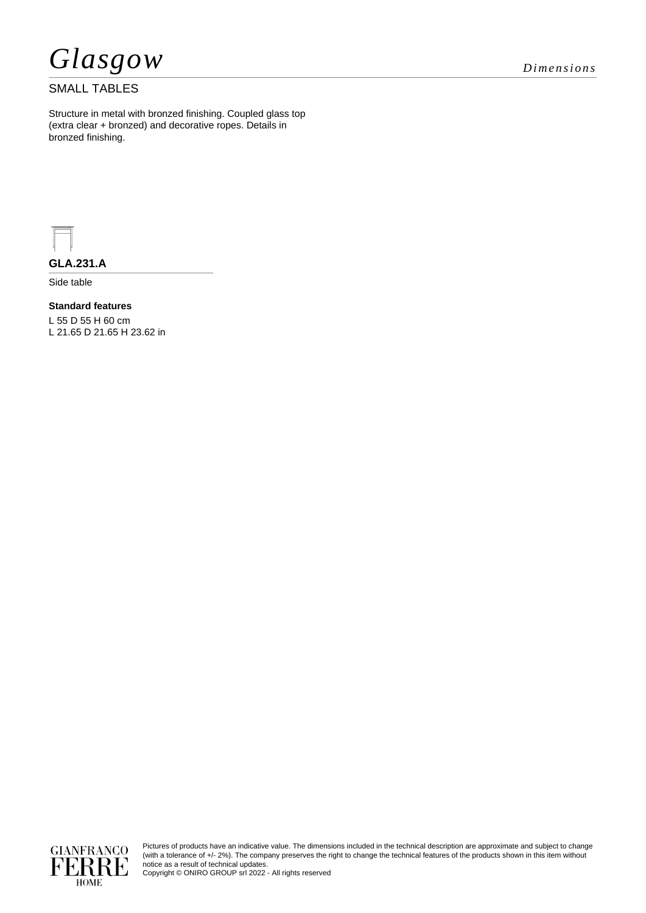# *Glasgow*

*Dimensions*

SMALL TABLES

Structure in metal with bronzed finishing. Coupled glass top (extra clear + bronzed) and decorative ropes. Details in bronzed finishing.

**GLA.231.A**

Side table

**Standard features**

L 55 D 55 H 60 cm
L 21.65 D 21.65 H 23.62 in

Pictures of products have an indicative value. The dimensions included in the technical description are approximate and subject to change (with a tolerance of +/- 2%). The company preserves the right to change the technical features of the products shown in this item without notice as a result of technical updates.
Copyright © ONIRO GROUP srl 2022 - All rights reserved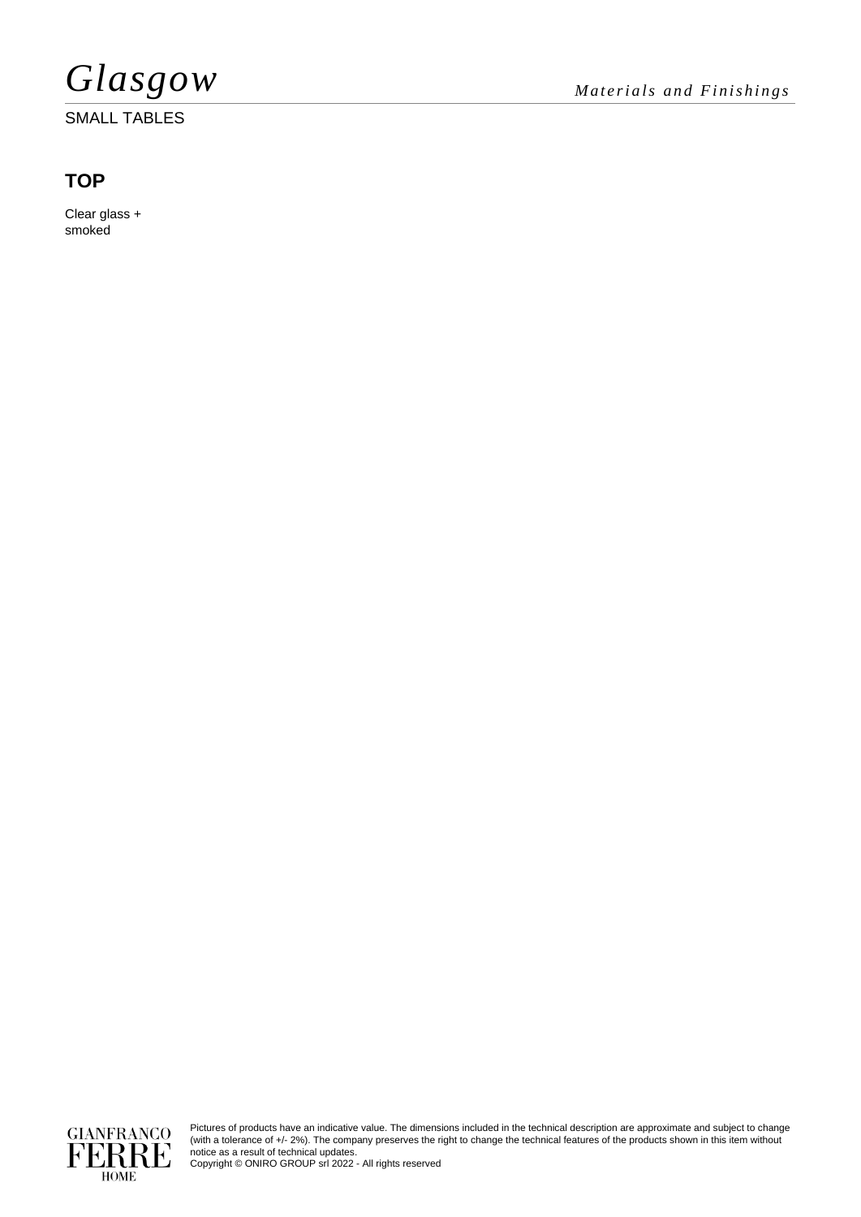# *Glasgow*

*Materials and Finishings*

SMALL TABLES

## TOP

Clear glass +
smoked

Pictures of products have an indicative value. The dimensions included in the technical description are approximate and subject to change (with a tolerance of +/- 2%). The company preserves the right to change the technical features of the products shown in this item without notice as a result of technical updates.
Copyright © ONIRO GROUP srl 2022 - All rights reserved